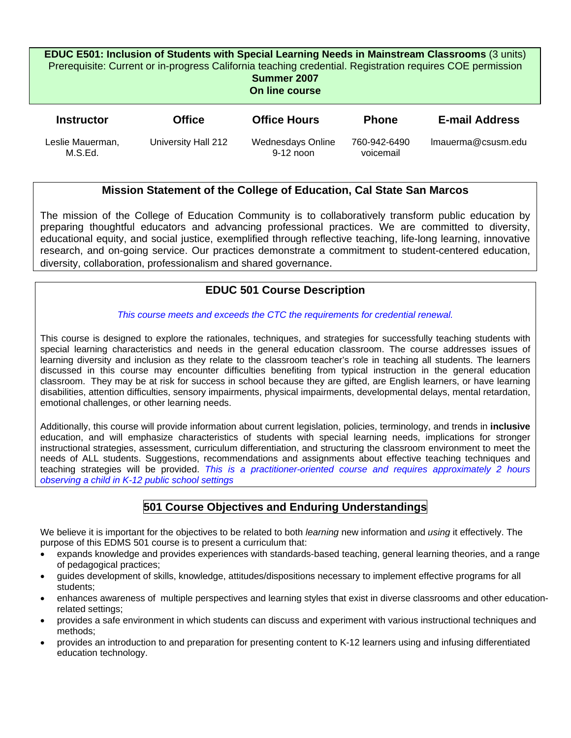**EDUC E501: Inclusion of Students with Special Learning Needs in Mainstream Classrooms** (3 units)
Prerequisite: Current or in-progress California teaching credential. Registration requires COE permission
**Summer 2007**
**On line course**

| Instructor | Office | Office Hours | Phone | E-mail Address |
| --- | --- | --- | --- | --- |
| Leslie Mauerman, M.S.Ed. | University Hall 212 | Wednesdays Online 9-12 noon | 760-942-6490 voicemail | lmauerma@csusm.edu |

## Mission Statement of the College of Education, Cal State San Marcos

The mission of the College of Education Community is to collaboratively transform public education by preparing thoughtful educators and advancing professional practices. We are committed to diversity, educational equity, and social justice, exemplified through reflective teaching, life-long learning, innovative research, and on-going service. Our practices demonstrate a commitment to student-centered education, diversity, collaboration, professionalism and shared governance.

## EDUC 501 Course Description

*This course meets and exceeds the CTC the requirements for credential renewal.*

This course is designed to explore the rationales, techniques, and strategies for successfully teaching students with special learning characteristics and needs in the general education classroom. The course addresses issues of learning diversity and inclusion as they relate to the classroom teacher's role in teaching all students. The learners discussed in this course may encounter difficulties benefiting from typical instruction in the general education classroom. They may be at risk for success in school because they are gifted, are English learners, or have learning disabilities, attention difficulties, sensory impairments, physical impairments, developmental delays, mental retardation, emotional challenges, or other learning needs.

Additionally, this course will provide information about current legislation, policies, terminology, and trends in **inclusive** education, and will emphasize characteristics of students with special learning needs, implications for stronger instructional strategies, assessment, curriculum differentiation, and structuring the classroom environment to meet the needs of ALL students. Suggestions, recommendations and assignments about effective teaching techniques and teaching strategies will be provided. *This is a practitioner-oriented course and requires approximately 2 hours observing a child in K-12 public school settings*

## 501 Course Objectives and Enduring Understandings

We believe it is important for the objectives to be related to both *learning* new information and *using* it effectively. The purpose of this EDMS 501 course is to present a curriculum that:

- expands knowledge and provides experiences with standards-based teaching, general learning theories, and a range of pedagogical practices;
- guides development of skills, knowledge, attitudes/dispositions necessary to implement effective programs for all students;
- enhances awareness of multiple perspectives and learning styles that exist in diverse classrooms and other education-related settings;
- provides a safe environment in which students can discuss and experiment with various instructional techniques and methods;
- provides an introduction to and preparation for presenting content to K-12 learners using and infusing differentiated education technology.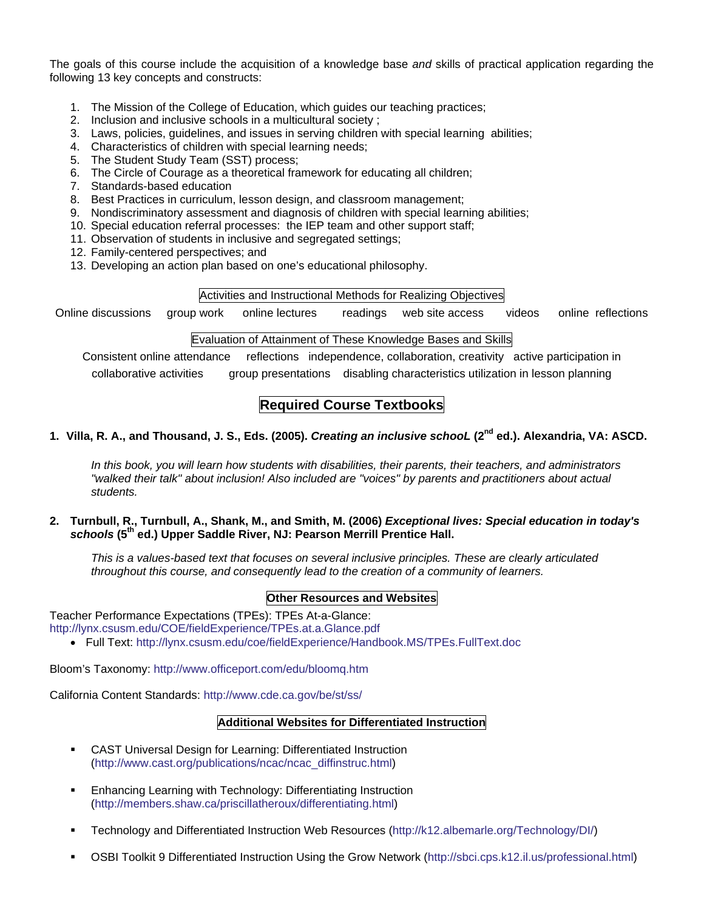The goals of this course include the acquisition of a knowledge base *and* skills of practical application regarding the following 13 key concepts and constructs:

1. The Mission of the College of Education, which guides our teaching practices;
2. Inclusion and inclusive schools in a multicultural society ;
3. Laws, policies, guidelines, and issues in serving children with special learning abilities;
4. Characteristics of children with special learning needs;
5. The Student Study Team (SST) process;
6. The Circle of Courage as a theoretical framework for educating all children;
7. Standards-based education
8. Best Practices in curriculum, lesson design, and classroom management;
9. Nondiscriminatory assessment and diagnosis of children with special learning abilities;
10. Special education referral processes: the IEP team and other support staff;
11. Observation of students in inclusive and segregated settings;
12. Family-centered perspectives; and
13. Developing an action plan based on one's educational philosophy.

### Activities and Instructional Methods for Realizing Objectives

Online discussions group work online lectures readings web site access videos online reflections

### Evaluation of Attainment of These Knowledge Bases and Skills

Consistent online attendance reflections independence, collaboration, creativity active participation in collaborative activities group presentations disabling characteristics utilization in lesson planning

## Required Course Textbooks

1. **Villa, R. A., and Thousand, J. S., Eds. (2005). *Creating an inclusive schooL* (2nd ed.). Alexandria, VA: ASCD.**

   *In this book, you will learn how students with disabilities, their parents, their teachers, and administrators "walked their talk" about inclusion! Also included are "voices" by parents and practitioners about actual students.*

2. **Turnbull, R., Turnbull, A., Shank, M., and Smith, M. (2006) *Exceptional lives: Special education in today's schools* (5th ed.) Upper Saddle River, NJ: Pearson Merrill Prentice Hall.**

   *This is a values-based text that focuses on several inclusive principles. These are clearly articulated throughout this course, and consequently lead to the creation of a community of learners.*

### Other Resources and Websites

Teacher Performance Expectations (TPEs): TPEs At-a-Glance:
http://lynx.csusm.edu/COE/fieldExperience/TPEs.at.a.Glance.pdf

- Full Text: http://lynx.csusm.edu/coe/fieldExperience/Handbook.MS/TPEs.FullText.doc

Bloom's Taxonomy: http://www.officeport.com/edu/bloomq.htm

California Content Standards: http://www.cde.ca.gov/be/st/ss/

### Additional Websites for Differentiated Instruction

- CAST Universal Design for Learning: Differentiated Instruction (http://www.cast.org/publications/ncac/ncac_diffinstruc.html)
- Enhancing Learning with Technology: Differentiating Instruction (http://members.shaw.ca/priscillatheroux/differentiating.html)
- Technology and Differentiated Instruction Web Resources (http://k12.albemarle.org/Technology/DI/)
- OSBI Toolkit 9 Differentiated Instruction Using the Grow Network (http://sbci.cps.k12.il.us/professional.html)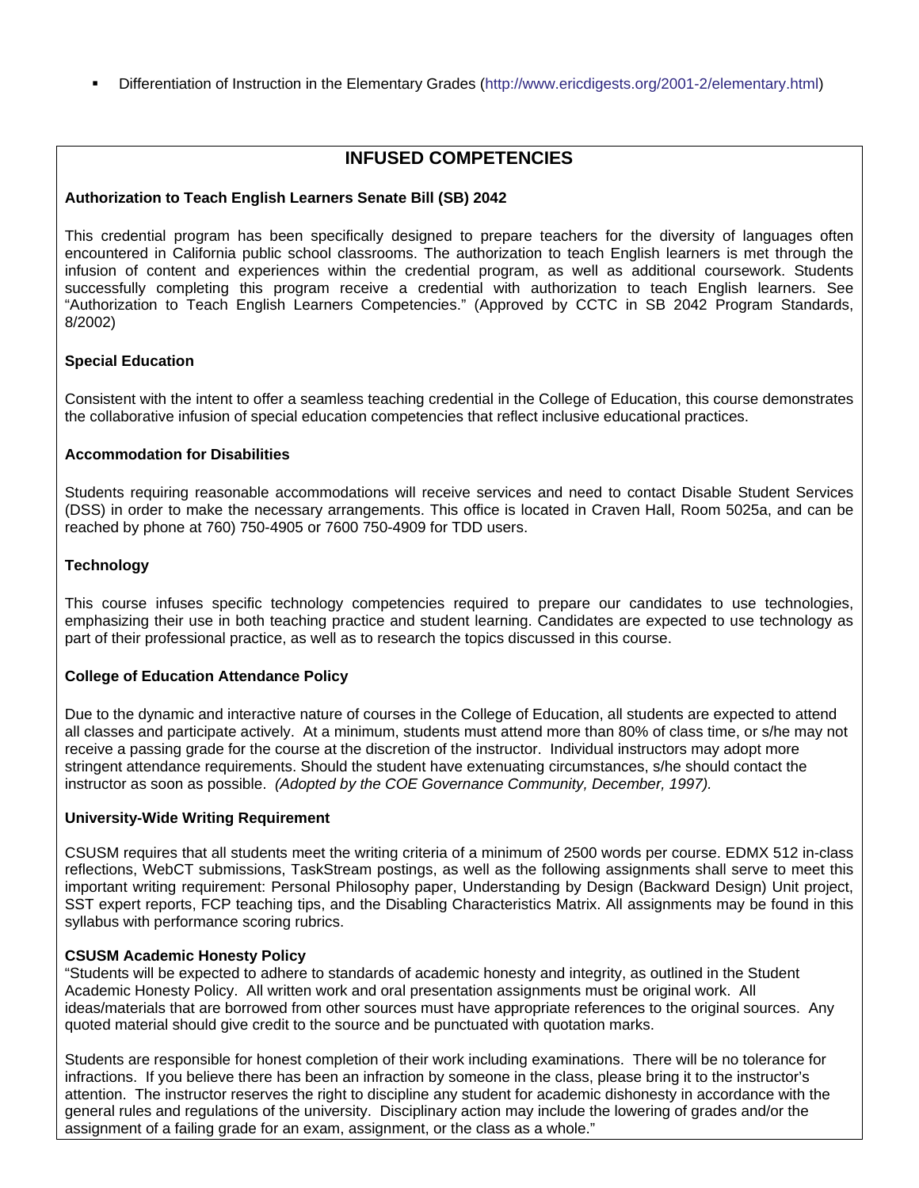- Differentiation of Instruction in the Elementary Grades (http://www.ericdigests.org/2001-2/elementary.html)

## INFUSED COMPETENCIES

**Authorization to Teach English Learners Senate Bill (SB) 2042**

This credential program has been specifically designed to prepare teachers for the diversity of languages often encountered in California public school classrooms. The authorization to teach English learners is met through the infusion of content and experiences within the credential program, as well as additional coursework. Students successfully completing this program receive a credential with authorization to teach English learners. See "Authorization to Teach English Learners Competencies." (Approved by CCTC in SB 2042 Program Standards, 8/2002)

**Special Education**

Consistent with the intent to offer a seamless teaching credential in the College of Education, this course demonstrates the collaborative infusion of special education competencies that reflect inclusive educational practices.

**Accommodation for Disabilities**

Students requiring reasonable accommodations will receive services and need to contact Disable Student Services (DSS) in order to make the necessary arrangements. This office is located in Craven Hall, Room 5025a, and can be reached by phone at 760) 750-4905 or 7600 750-4909 for TDD users.

**Technology**

This course infuses specific technology competencies required to prepare our candidates to use technologies, emphasizing their use in both teaching practice and student learning. Candidates are expected to use technology as part of their professional practice, as well as to research the topics discussed in this course.

**College of Education Attendance Policy**

Due to the dynamic and interactive nature of courses in the College of Education, all students are expected to attend all classes and participate actively. At a minimum, students must attend more than 80% of class time, or s/he may not receive a passing grade for the course at the discretion of the instructor. Individual instructors may adopt more stringent attendance requirements. Should the student have extenuating circumstances, s/he should contact the instructor as soon as possible. *(Adopted by the COE Governance Community, December, 1997).*

**University-Wide Writing Requirement**

CSUSM requires that all students meet the writing criteria of a minimum of 2500 words per course. EDMX 512 in-class reflections, WebCT submissions, TaskStream postings, as well as the following assignments shall serve to meet this important writing requirement: Personal Philosophy paper, Understanding by Design (Backward Design) Unit project, SST expert reports, FCP teaching tips, and the Disabling Characteristics Matrix. All assignments may be found in this syllabus with performance scoring rubrics.

**CSUSM Academic Honesty Policy**

"Students will be expected to adhere to standards of academic honesty and integrity, as outlined in the Student Academic Honesty Policy. All written work and oral presentation assignments must be original work. All ideas/materials that are borrowed from other sources must have appropriate references to the original sources. Any quoted material should give credit to the source and be punctuated with quotation marks.

Students are responsible for honest completion of their work including examinations. There will be no tolerance for infractions. If you believe there has been an infraction by someone in the class, please bring it to the instructor's attention. The instructor reserves the right to discipline any student for academic dishonesty in accordance with the general rules and regulations of the university. Disciplinary action may include the lowering of grades and/or the assignment of a failing grade for an exam, assignment, or the class as a whole."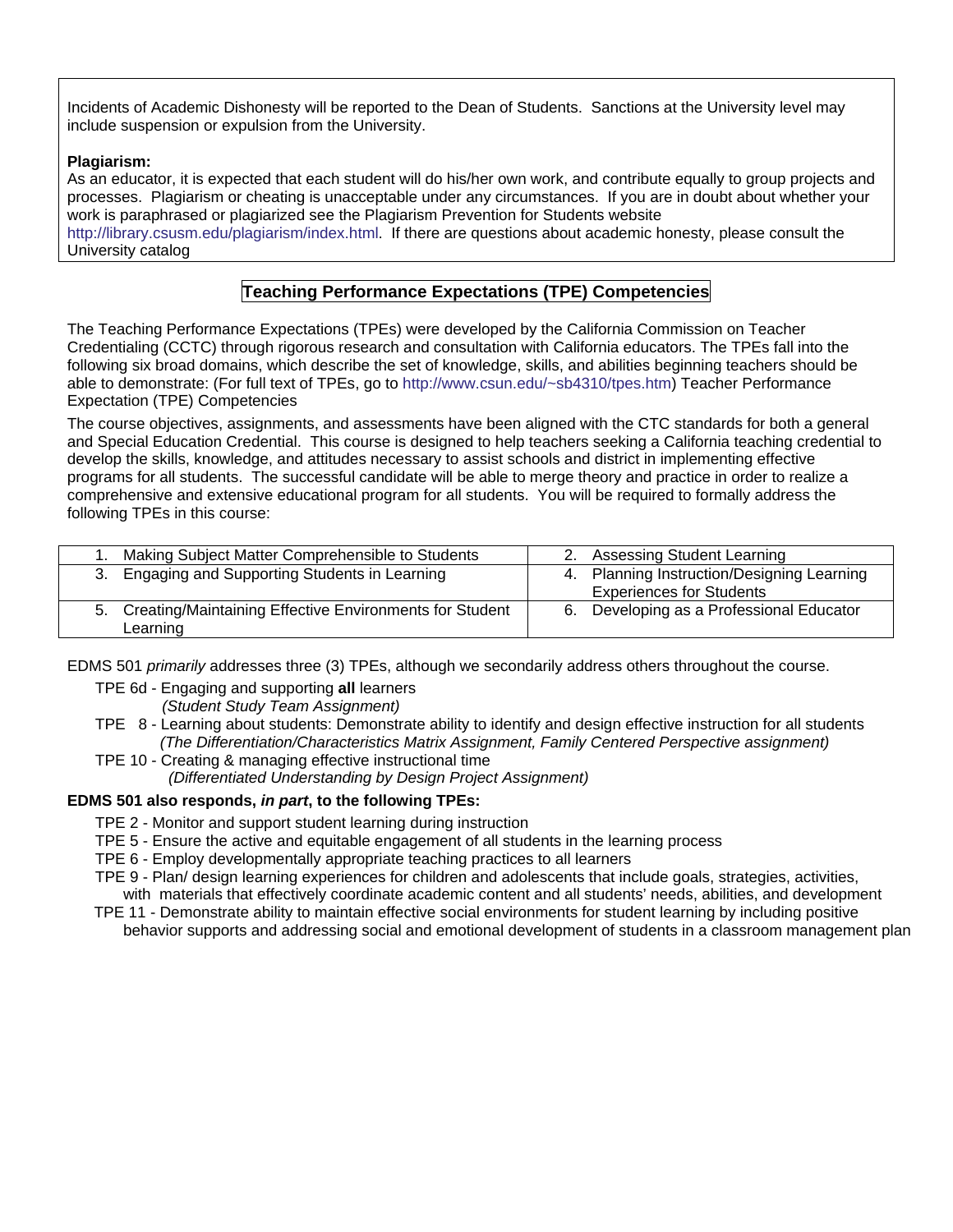Incidents of Academic Dishonesty will be reported to the Dean of Students. Sanctions at the University level may include suspension or expulsion from the University.

**Plagiarism:**
As an educator, it is expected that each student will do his/her own work, and contribute equally to group projects and processes. Plagiarism or cheating is unacceptable under any circumstances. If you are in doubt about whether your work is paraphrased or plagiarized see the Plagiarism Prevention for Students website http://library.csusm.edu/plagiarism/index.html. If there are questions about academic honesty, please consult the University catalog

## Teaching Performance Expectations (TPE) Competencies

The Teaching Performance Expectations (TPEs) were developed by the California Commission on Teacher Credentialing (CCTC) through rigorous research and consultation with California educators. The TPEs fall into the following six broad domains, which describe the set of knowledge, skills, and abilities beginning teachers should be able to demonstrate: (For full text of TPEs, go to http://www.csun.edu/~sb4310/tpes.htm) Teacher Performance Expectation (TPE) Competencies

The course objectives, assignments, and assessments have been aligned with the CTC standards for both a general and Special Education Credential. This course is designed to help teachers seeking a California teaching credential to develop the skills, knowledge, and attitudes necessary to assist schools and district in implementing effective programs for all students. The successful candidate will be able to merge theory and practice in order to realize a comprehensive and extensive educational program for all students. You will be required to formally address the following TPEs in this course:

| | |
|---|---|
| 1. Making Subject Matter Comprehensible to Students | 2. Assessing Student Learning |
| 3. Engaging and Supporting Students in Learning | 4. Planning Instruction/Designing Learning Experiences for Students |
| 5. Creating/Maintaining Effective Environments for Student Learning | 6. Developing as a Professional Educator |

EDMS 501 *primarily* addresses three (3) TPEs, although we secondarily address others throughout the course.

- TPE 6d - Engaging and supporting **all** learners
  *(Student Study Team Assignment)*
- TPE 8 - Learning about students: Demonstrate ability to identify and design effective instruction for all students
  *(The Differentiation/Characteristics Matrix Assignment, Family Centered Perspective assignment)*
- TPE 10 - Creating & managing effective instructional time
  *(Differentiated Understanding by Design Project Assignment)*

**EDMS 501 also responds, *in part*, to the following TPEs:**

- TPE 2 - Monitor and support student learning during instruction
- TPE 5 - Ensure the active and equitable engagement of all students in the learning process
- TPE 6 - Employ developmentally appropriate teaching practices to all learners
- TPE 9 - Plan/ design learning experiences for children and adolescents that include goals, strategies, activities, with materials that effectively coordinate academic content and all students' needs, abilities, and development
- TPE 11 - Demonstrate ability to maintain effective social environments for student learning by including positive behavior supports and addressing social and emotional development of students in a classroom management plan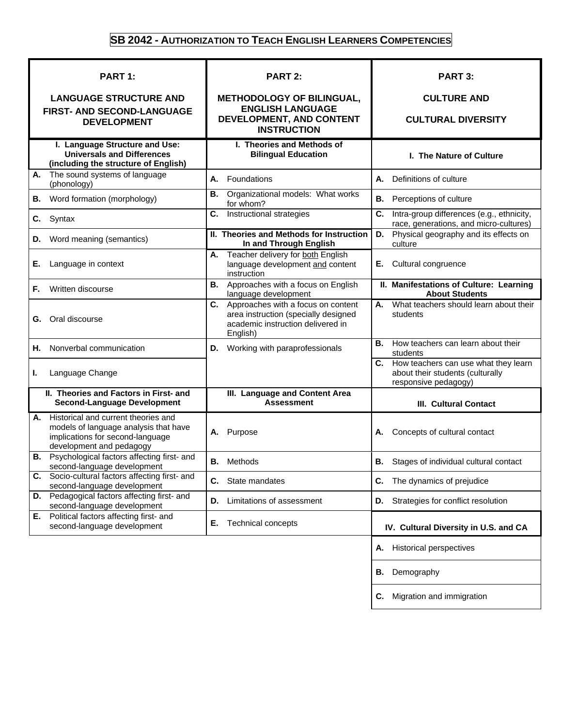# SB 2042 - Authorization to Teach English Learners Competencies

| PART 1: LANGUAGE STRUCTURE AND FIRST- AND SECOND-LANGUAGE DEVELOPMENT | PART 2: METHODOLOGY OF BILINGUAL, ENGLISH LANGUAGE DEVELOPMENT, AND CONTENT INSTRUCTION | PART 3: CULTURE AND CULTURAL DIVERSITY |
|---|---|---|
| **I. Language Structure and Use: Universals and Differences (including the structure of English)** | **I. Theories and Methods of Bilingual Education** | **I. The Nature of Culture** |
| **A.** The sound systems of language (phonology) | **A.** Foundations | **A.** Definitions of culture |
| **B.** Word formation (morphology) | **B.** Organizational models: What works for whom? | **B.** Perceptions of culture |
| **C.** Syntax | **C.** Instructional strategies | **C.** Intra-group differences (e.g., ethnicity, race, generations, and micro-cultures) |
| **D.** Word meaning (semantics) | **II. Theories and Methods for Instruction In and Through English** | **D.** Physical geography and its effects on culture |
| **E.** Language in context | **A.** Teacher delivery for both English language development and content instruction | **E.** Cultural congruence |
| **F.** Written discourse | **B.** Approaches with a focus on English language development | **II. Manifestations of Culture: Learning About Students** |
| **G.** Oral discourse | **C.** Approaches with a focus on content area instruction (specially designed academic instruction delivered in English) | **A.** What teachers should learn about their students |
| **H.** Nonverbal communication | **D.** Working with paraprofessionals | **B.** How teachers can learn about their students |
| **I.** Language Change | | **C.** How teachers can use what they learn about their students (culturally responsive pedagogy) |
| **II. Theories and Factors in First- and Second-Language Development** | **III. Language and Content Area Assessment** | **III. Cultural Contact** |
| **A.** Historical and current theories and models of language analysis that have implications for second-language development and pedagogy | **A.** Purpose | **A.** Concepts of cultural contact |
| **B.** Psychological factors affecting first- and second-language development | **B.** Methods | **B.** Stages of individual cultural contact |
| **C.** Socio-cultural factors affecting first- and second-language development | **C.** State mandates | **C.** The dynamics of prejudice |
| **D.** Pedagogical factors affecting first- and second-language development | **D.** Limitations of assessment | **D.** Strategies for conflict resolution |
| **E.** Political factors affecting first- and second-language development | **E.** Technical concepts | **IV. Cultural Diversity in U.S. and CA** |
| | | **A.** Historical perspectives |
| | | **B.** Demography |
| | | **C.** Migration and immigration |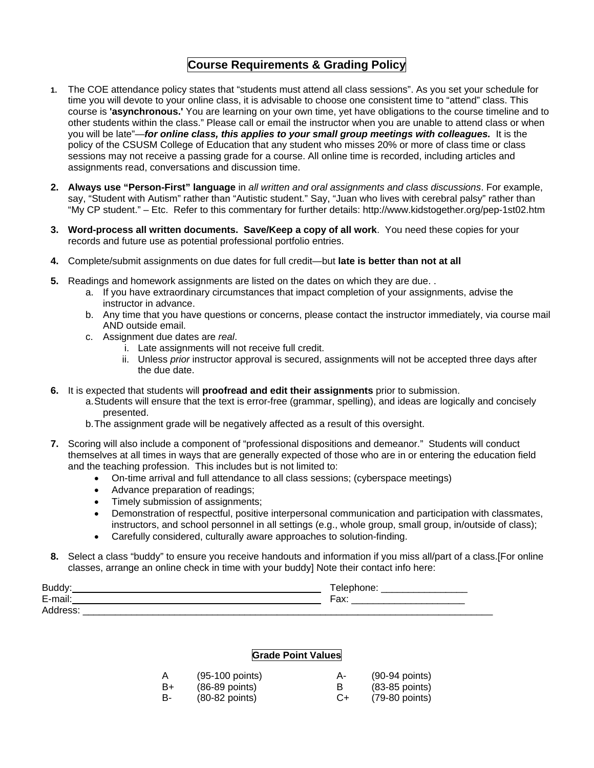## Course Requirements & Grading Policy

1. The COE attendance policy states that "students must attend all class sessions". As you set your schedule for time you will devote to your online class, it is advisable to choose one consistent time to "attend" class. This course is **'asynchronous.'** You are learning on your own time, yet have obligations to the course timeline and to other students within the class." Please call or email the instructor when you are unable to attend class or when you will be late"—***for online class, this applies to your small group meetings with colleagues.*** It is the policy of the CSUSM College of Education that any student who misses 20% or more of class time or class sessions may not receive a passing grade for a course. All online time is recorded, including articles and assignments read, conversations and discussion time.

2. **Always use "Person-First" language** in *all written and oral assignments and class discussions*. For example, say, "Student with Autism" rather than "Autistic student." Say, "Juan who lives with cerebral palsy" rather than "My CP student." – Etc. Refer to this commentary for further details: http://www.kidstogether.org/pep-1st02.htm

3. **Word-process all written documents. Save/Keep a copy of all work**. You need these copies for your records and future use as potential professional portfolio entries.

4. Complete/submit assignments on due dates for full credit—but **late is better than not at all**

5. Readings and homework assignments are listed on the dates on which they are due. .
   a. If you have extraordinary circumstances that impact completion of your assignments, advise the instructor in advance.
   b. Any time that you have questions or concerns, please contact the instructor immediately, via course mail AND outside email.
   c. Assignment due dates are *real*.
      i. Late assignments will not receive full credit.
      ii. Unless *prior* instructor approval is secured, assignments will not be accepted three days after the due date.

6. It is expected that students will **proofread and edit their assignments** prior to submission.
   a. Students will ensure that the text is error-free (grammar, spelling), and ideas are logically and concisely presented.
   b. The assignment grade will be negatively affected as a result of this oversight.

7. Scoring will also include a component of "professional dispositions and demeanor." Students will conduct themselves at all times in ways that are generally expected of those who are in or entering the education field and the teaching profession. This includes but is not limited to:
   - On-time arrival and full attendance to all class sessions; (cyberspace meetings)
   - Advance preparation of readings;
   - Timely submission of assignments;
   - Demonstration of respectful, positive interpersonal communication and participation with classmates, instructors, and school personnel in all settings (e.g., whole group, small group, in/outside of class);
   - Carefully considered, culturally aware approaches to solution-finding.

8. Select a class "buddy" to ensure you receive handouts and information if you miss all/part of a class.[For online classes, arrange an online check in time with your buddy] Note their contact info here:

Buddy:______________________________ Telephone: ________________
E-mail:______________________________ Fax: _____________________
Address: ______________________________________________________________

### Grade Point Values

| | | | |
|---|---|---|---|
| A | (95-100 points) | A- | (90-94 points) |
| B+ | (86-89 points) | B | (83-85 points) |
| B- | (80-82 points) | C+ | (79-80 points) |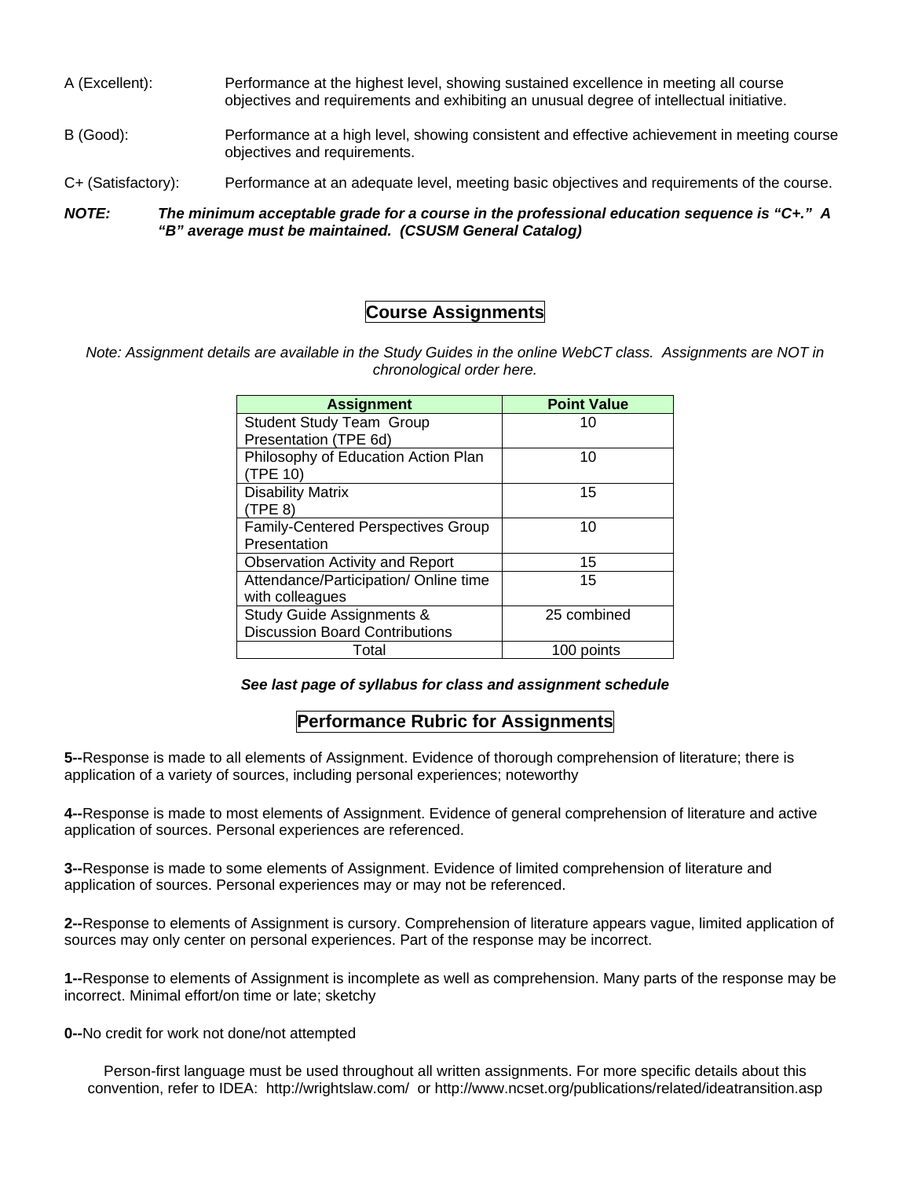A (Excellent): Performance at the highest level, showing sustained excellence in meeting all course objectives and requirements and exhibiting an unusual degree of intellectual initiative.

B (Good): Performance at a high level, showing consistent and effective achievement in meeting course objectives and requirements.

C+ (Satisfactory): Performance at an adequate level, meeting basic objectives and requirements of the course.

***NOTE: The minimum acceptable grade for a course in the professional education sequence is "C+." A "B" average must be maintained. (CSUSM General Catalog)***

## Course Assignments

*Note: Assignment details are available in the Study Guides in the online WebCT class. Assignments are NOT in chronological order here.*

| Assignment | Point Value |
|---|---|
| Student Study Team Group Presentation (TPE 6d) | 10 |
| Philosophy of Education Action Plan (TPE 10) | 10 |
| Disability Matrix (TPE 8) | 15 |
| Family-Centered Perspectives Group Presentation | 10 |
| Observation Activity and Report | 15 |
| Attendance/Participation/ Online time with colleagues | 15 |
| Study Guide Assignments & Discussion Board Contributions | 25 combined |
| Total | 100 points |

***See last page of syllabus for class and assignment schedule***

## Performance Rubric for Assignments

**5--**Response is made to all elements of Assignment. Evidence of thorough comprehension of literature; there is application of a variety of sources, including personal experiences; noteworthy

**4--**Response is made to most elements of Assignment. Evidence of general comprehension of literature and active application of sources. Personal experiences are referenced.

**3--**Response is made to some elements of Assignment. Evidence of limited comprehension of literature and application of sources. Personal experiences may or may not be referenced.

**2--**Response to elements of Assignment is cursory. Comprehension of literature appears vague, limited application of sources may only center on personal experiences. Part of the response may be incorrect.

**1--**Response to elements of Assignment is incomplete as well as comprehension. Many parts of the response may be incorrect. Minimal effort/on time or late; sketchy

**0--**No credit for work not done/not attempted

Person-first language must be used throughout all written assignments. For more specific details about this convention, refer to IDEA: http://wrightslaw.com/ or http://www.ncset.org/publications/related/ideatransition.asp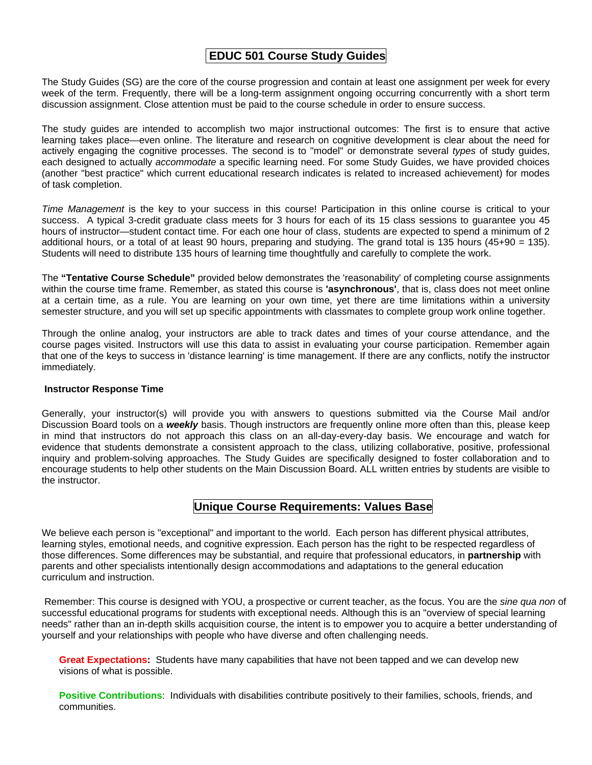## EDUC 501 Course Study Guides

The Study Guides (SG) are the core of the course progression and contain at least one assignment per week for every week of the term. Frequently, there will be a long-term assignment ongoing occurring concurrently with a short term discussion assignment. Close attention must be paid to the course schedule in order to ensure success.

The study guides are intended to accomplish two major instructional outcomes: The first is to ensure that active learning takes place—even online. The literature and research on cognitive development is clear about the need for actively engaging the cognitive processes. The second is to "model" or demonstrate several *types* of study guides, each designed to actually *accommodate* a specific learning need. For some Study Guides, we have provided choices (another "best practice" which current educational research indicates is related to increased achievement) for modes of task completion.

*Time Management* is the key to your success in this course! Participation in this online course is critical to your success. A typical 3-credit graduate class meets for 3 hours for each of its 15 class sessions to guarantee you 45 hours of instructor—student contact time. For each one hour of class, students are expected to spend a minimum of 2 additional hours, or a total of at least 90 hours, preparing and studying. The grand total is 135 hours (45+90 = 135). Students will need to distribute 135 hours of learning time thoughtfully and carefully to complete the work.

The **"Tentative Course Schedule"** provided below demonstrates the 'reasonability' of completing course assignments within the course time frame. Remember, as stated this course is **'asynchronous'**, that is, class does not meet online at a certain time, as a rule. You are learning on your own time, yet there are time limitations within a university semester structure, and you will set up specific appointments with classmates to complete group work online together.

Through the online analog, your instructors are able to track dates and times of your course attendance, and the course pages visited. Instructors will use this data to assist in evaluating your course participation. Remember again that one of the keys to success in 'distance learning' is time management. If there are any conflicts, notify the instructor immediately.

**Instructor Response Time**

Generally, your instructor(s) will provide you with answers to questions submitted via the Course Mail and/or Discussion Board tools on a ***weekly*** basis. Though instructors are frequently online more often than this, please keep in mind that instructors do not approach this class on an all-day-every-day basis. We encourage and watch for evidence that students demonstrate a consistent approach to the class, utilizing collaborative, positive, professional inquiry and problem-solving approaches. The Study Guides are specifically designed to foster collaboration and to encourage students to help other students on the Main Discussion Board. ALL written entries by students are visible to the instructor.

## Unique Course Requirements: Values Base

We believe each person is "exceptional" and important to the world. Each person has different physical attributes, learning styles, emotional needs, and cognitive expression. Each person has the right to be respected regardless of those differences. Some differences may be substantial, and require that professional educators, in **partnership** with parents and other specialists intentionally design accommodations and adaptations to the general education curriculum and instruction.

Remember: This course is designed with YOU, a prospective or current teacher, as the focus. You are the *sine qua non* of successful educational programs for students with exceptional needs. Although this is an "overview of special learning needs" rather than an in-depth skills acquisition course, the intent is to empower you to acquire a better understanding of yourself and your relationships with people who have diverse and often challenging needs.

**Great Expectations:** Students have many capabilities that have not been tapped and we can develop new visions of what is possible.

**Positive Contributions**: Individuals with disabilities contribute positively to their families, schools, friends, and communities.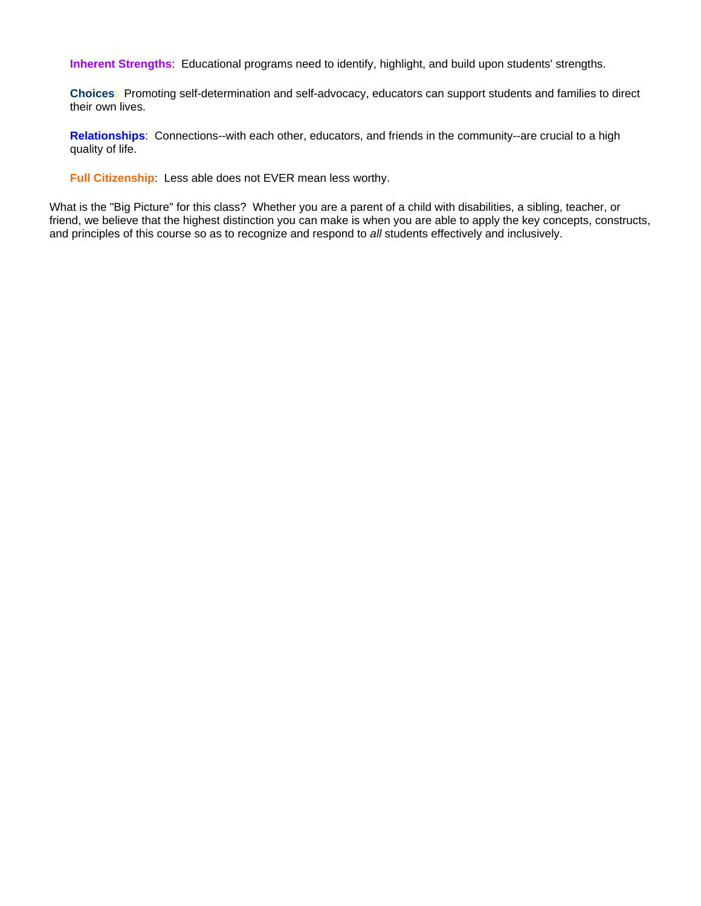**Inherent Strengths**:  Educational programs need to identify, highlight, and build upon students' strengths.

**Choices**:  Promoting self-determination and self-advocacy, educators can support students and families to direct their own lives.

**Relationships**:  Connections--with each other, educators, and friends in the community--are crucial to a high quality of life.

**Full Citizenship**:  Less able does not EVER mean less worthy.

What is the "Big Picture" for this class?  Whether you are a parent of a child with disabilities, a sibling, teacher, or friend, we believe that the highest distinction you can make is when you are able to apply the key concepts, constructs, and principles of this course so as to recognize and respond to *all* students effectively and inclusively.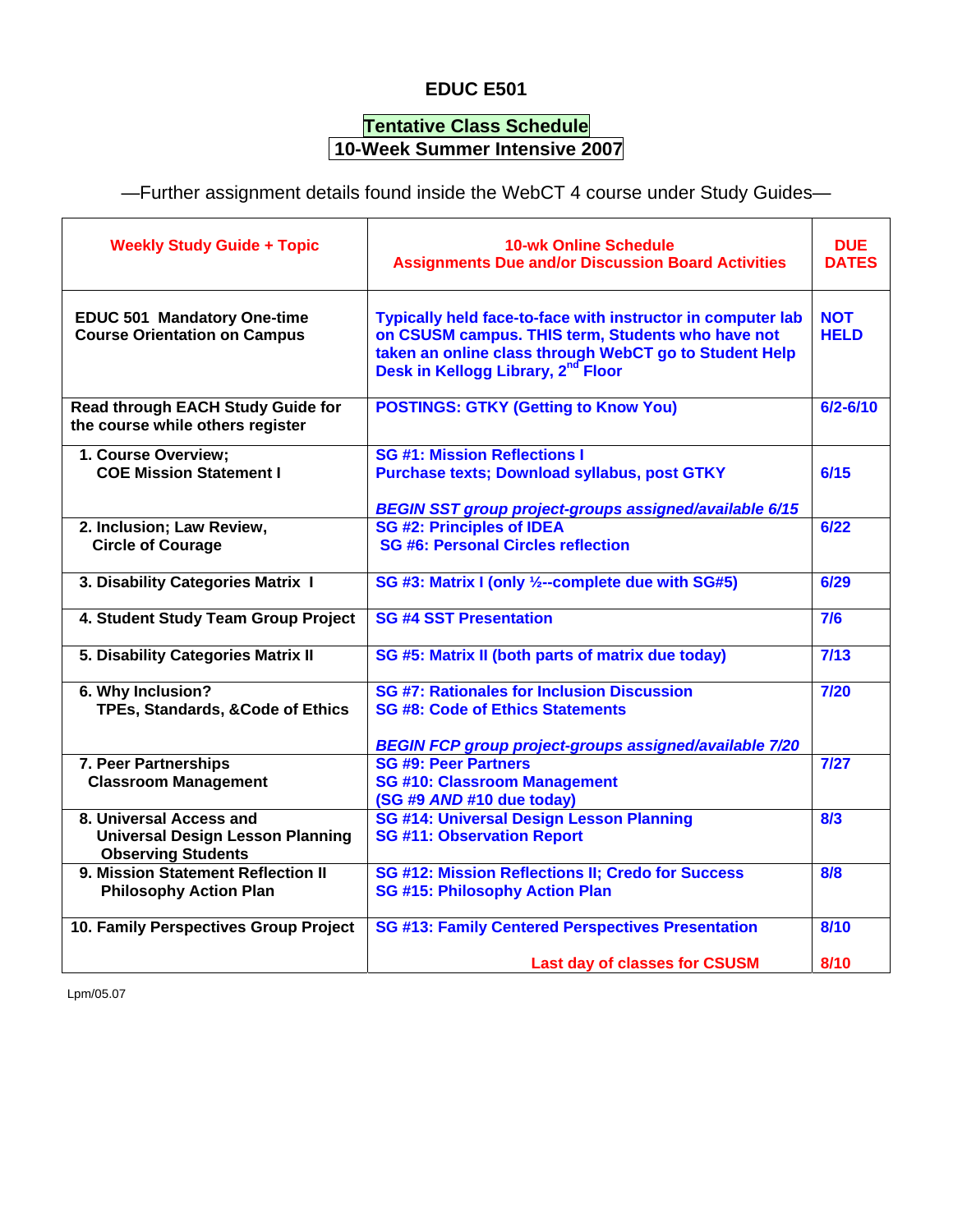# EDUC E501

**Tentative Class Schedule**
**10-Week Summer Intensive 2007**

—Further assignment details found inside the WebCT 4 course under Study Guides—

| Weekly Study Guide + Topic | 10-wk Online Schedule<br>Assignments Due and/or Discussion Board Activities | DUE DATES |
|---|---|---|
| **EDUC 501 Mandatory One-time Course Orientation on Campus** | **Typically held face-to-face with instructor in computer lab on CSUSM campus. THIS term, Students who have not taken an online class through WebCT go to Student Help Desk in Kellogg Library, 2nd Floor** | **NOT HELD** |
| **Read through EACH Study Guide for the course while others register** | **POSTINGS: GTKY (Getting to Know You)** | **6/2-6/10** |
| **1. Course Overview; COE Mission Statement I** | **SG #1: Mission Reflections I**<br>**Purchase texts; Download syllabus, post GTKY**<br><br>***BEGIN SST group project-groups assigned/available 6/15*** | **6/15** |
| **2. Inclusion; Law Review, Circle of Courage** | **SG #2: Principles of IDEA**<br>**SG #6: Personal Circles reflection** | **6/22** |
| **3. Disability Categories Matrix I** | **SG #3: Matrix I (only ½--complete due with SG#5)** | **6/29** |
| **4. Student Study Team Group Project** | **SG #4 SST Presentation** | **7/6** |
| **5. Disability Categories Matrix II** | **SG #5: Matrix II (both parts of matrix due today)** | **7/13** |
| **6. Why Inclusion? TPEs, Standards, &Code of Ethics** | **SG #7: Rationales for Inclusion Discussion**<br>**SG #8: Code of Ethics Statements**<br><br>***BEGIN FCP group project-groups assigned/available 7/20*** | **7/20** |
| **7. Peer Partnerships Classroom Management** | **SG #9: Peer Partners**<br>**SG #10: Classroom Management**<br>**(SG #9 *AND* #10 due today)** | **7/27** |
| **8. Universal Access and Universal Design Lesson Planning Observing Students** | **SG #14: Universal Design Lesson Planning**<br>**SG #11: Observation Report** | **8/3** |
| **9. Mission Statement Reflection II Philosophy Action Plan** | **SG #12: Mission Reflections II; Credo for Success**<br>**SG #15: Philosophy Action Plan** | **8/8** |
| **10. Family Perspectives Group Project** | **SG #13: Family Centered Perspectives Presentation**<br><br>**Last day of classes for CSUSM** | **8/10**<br><br>**8/10** |

Lpm/05.07